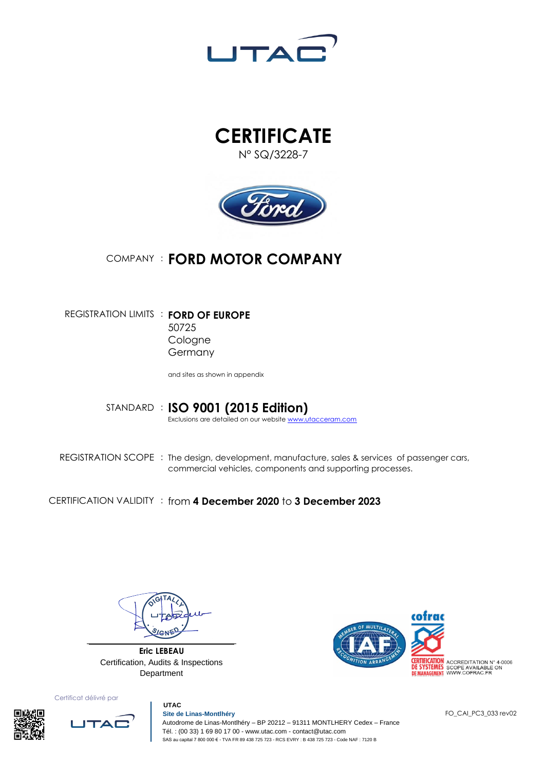UTAC

# CERTIFICATE

N° SQ/3228-7

COMPANY : **FORD MOTOR COMPANY**

REGISTRATION LIMITS : **FORD OF EUROPE**
50725
Cologne
Germany

and sites as shown in appendix

STANDARD : **ISO 9001 (2015 Edition)**
Exclusions are detailed on our website www.utacceram.com

REGISTRATION SCOPE : The design, development, manufacture, sales & services of passenger cars, commercial vehicles, components and supporting processes.

CERTIFICATION VALIDITY : from **4 December 2020** to **3 December 2023**

DIGITALLY SIGNED

**Eric LEBEAU**
Certification, Audits & Inspections
Department

ACCREDITATION N° 4-0006
SCOPE AVAILABLE ON
WWW.COFRAC.FR

Certificat délivré par

**UTAC**
**Site de Linas-Montlhéry**
Autodrome de Linas-Montlhéry – BP 20212 – 91311 MONTLHERY Cedex – France
Tél. : (00 33) 1 69 80 17 00 - www.utac.com - contact@utac.com
SAS au capital 7 800 000 € - TVA FR 89 438 725 723 - RCS EVRY : B 438 725 723 - Code NAF : 7120 B

FO_CAI_PC3_033 rev02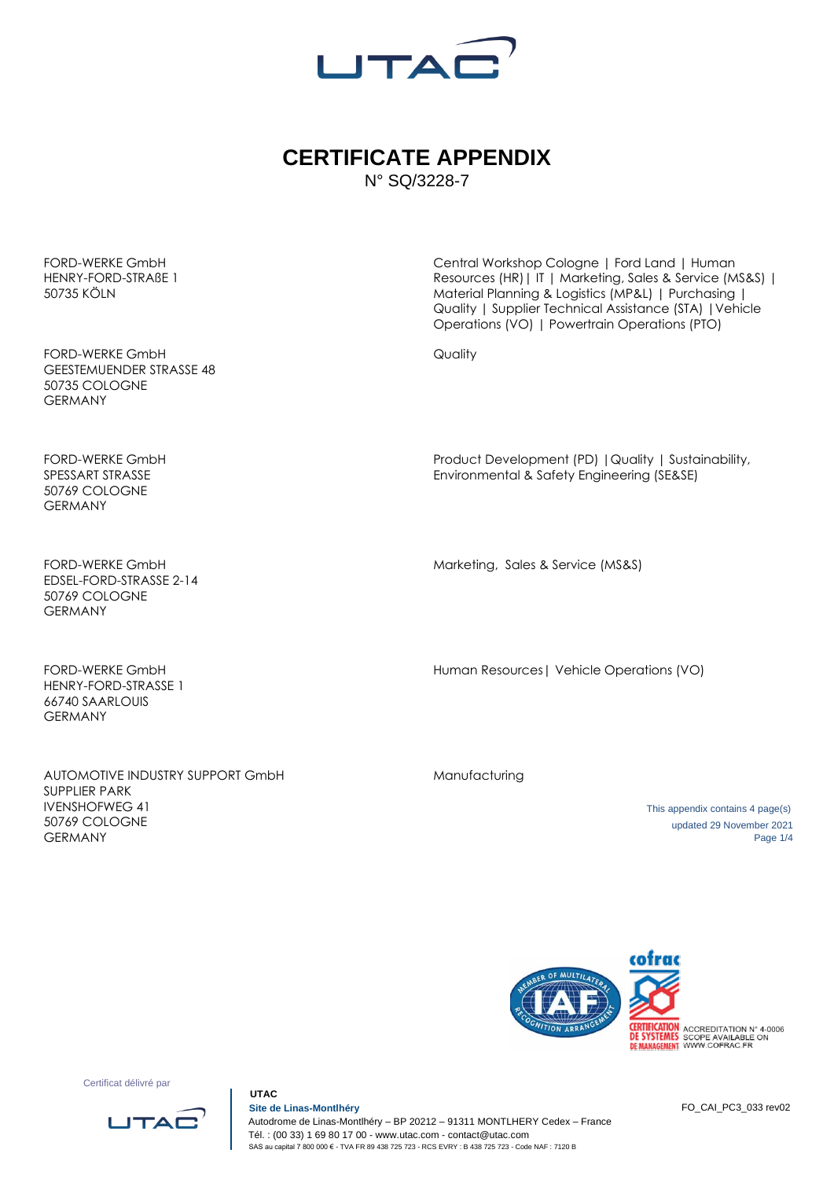# CERTIFICATE APPENDIX

N° SQ/3228-7

| | |
|---|---|
| FORD-WERKE GmbH<br>HENRY-FORD-STRAßE 1<br>50735 KÖLN | Central Workshop Cologne \| Ford Land \| Human Resources (HR) \| IT \| Marketing, Sales & Service (MS&S) \| Material Planning & Logistics (MP&L) \| Purchasing \| Quality \| Supplier Technical Assistance (STA) \| Vehicle Operations (VO) \| Powertrain Operations (PTO) |
| FORD-WERKE GmbH<br>GEESTEMUENDER STRASSE 48<br>50735 COLOGNE<br>GERMANY | Quality |
| FORD-WERKE GmbH<br>SPESSART STRASSE<br>50769 COLOGNE<br>GERMANY | Product Development (PD) \| Quality \| Sustainability, Environmental & Safety Engineering (SE&SE) |
| FORD-WERKE GmbH<br>EDSEL-FORD-STRASSE 2-14<br>50769 COLOGNE<br>GERMANY | Marketing, Sales & Service (MS&S) |
| FORD-WERKE GmbH<br>HENRY-FORD-STRASSE 1<br>66740 SAARLOUIS<br>GERMANY | Human Resources \| Vehicle Operations (VO) |
| AUTOMOTIVE INDUSTRY SUPPORT GmbH<br>SUPPLIER PARK<br>IVENSHOFWEG 41<br>50769 COLOGNE<br>GERMANY | Manufacturing |

This appendix contains 4 page(s)
updated 29 November 2021

ACCREDITATION N° 4-0006
SCOPE AVAILABLE ON WWW.COFRAC.FR

Certificat délivré par

**UTAC**
**Site de Linas-Montlhéry**
Autodrome de Linas-Montlhéry – BP 20212 – 91311 MONTLHERY Cedex – France
Tél. : (00 33) 1 69 80 17 00 - www.utac.com - contact@utac.com
SAS au capital 7 800 000 € - TVA FR 89 438 725 723 - RCS EVRY : B 438 725 723 - Code NAF : 7120 B

FO_CAI_PC3_033 rev02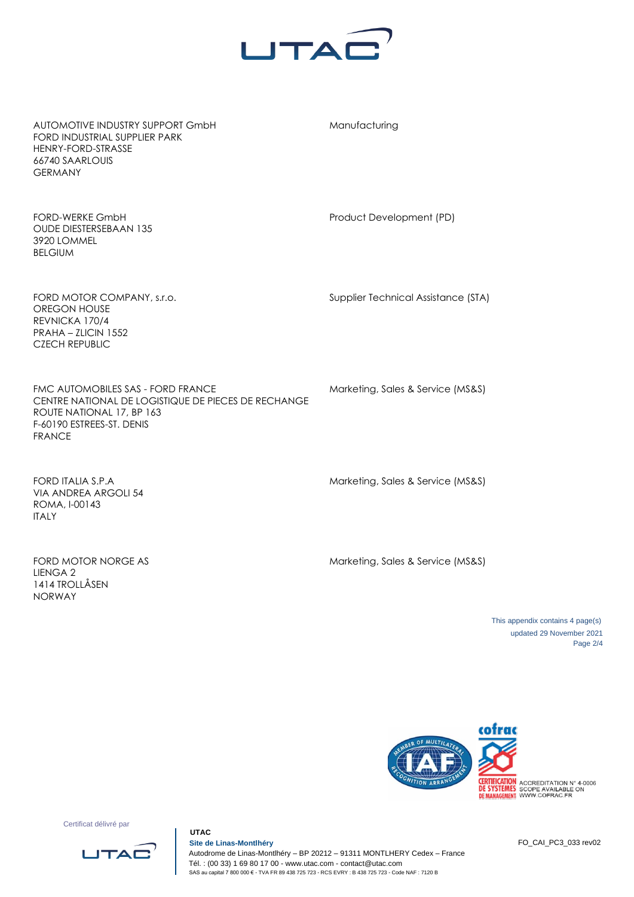| | |
|---|---|
| AUTOMOTIVE INDUSTRY SUPPORT GmbH<br>FORD INDUSTRIAL SUPPLIER PARK<br>HENRY-FORD-STRASSE<br>66740 SAARLOUIS<br>GERMANY | Manufacturing |
| FORD-WERKE GmbH<br>OUDE DIESTERSEBAAN 135<br>3920 LOMMEL<br>BELGIUM | Product Development (PD) |
| FORD MOTOR COMPANY, s.r.o.<br>OREGON HOUSE<br>REVNICKA 170/4<br>PRAHA – ZLICIN 1552<br>CZECH REPUBLIC | Supplier Technical Assistance (STA) |
| FMC AUTOMOBILES SAS - FORD FRANCE<br>CENTRE NATIONAL DE LOGISTIQUE DE PIECES DE RECHANGE<br>ROUTE NATIONAL 17, BP 163<br>F-60190 ESTREES-ST. DENIS<br>FRANCE | Marketing, Sales & Service (MS&S) |
| FORD ITALIA S.P.A<br>VIA ANDREA ARGOLI 54<br>ROMA, I-00143<br>ITALY | Marketing, Sales & Service (MS&S) |
| FORD MOTOR NORGE AS<br>LIENGA 2<br>1414 TROLLÅSEN<br>NORWAY | Marketing, Sales & Service (MS&S) |

This appendix contains 4 page(s)
updated 29 November 2021

ACCREDITATION N° 4-0006
SCOPE AVAILABLE ON
WWW.COFRAC.FR

Certificat délivré par

**UTAC**
**Site de Linas-Montlhéry**
Autodrome de Linas-Montlhéry – BP 20212 – 91311 MONTLHERY Cedex – France
Tél. : (00 33) 1 69 80 17 00 - www.utac.com - contact@utac.com
SAS au capital 7 800 000 € - TVA FR 89 438 725 723 - RCS EVRY : B 438 725 723 - Code NAF : 7120 B

FO_CAI_PC3_033 rev02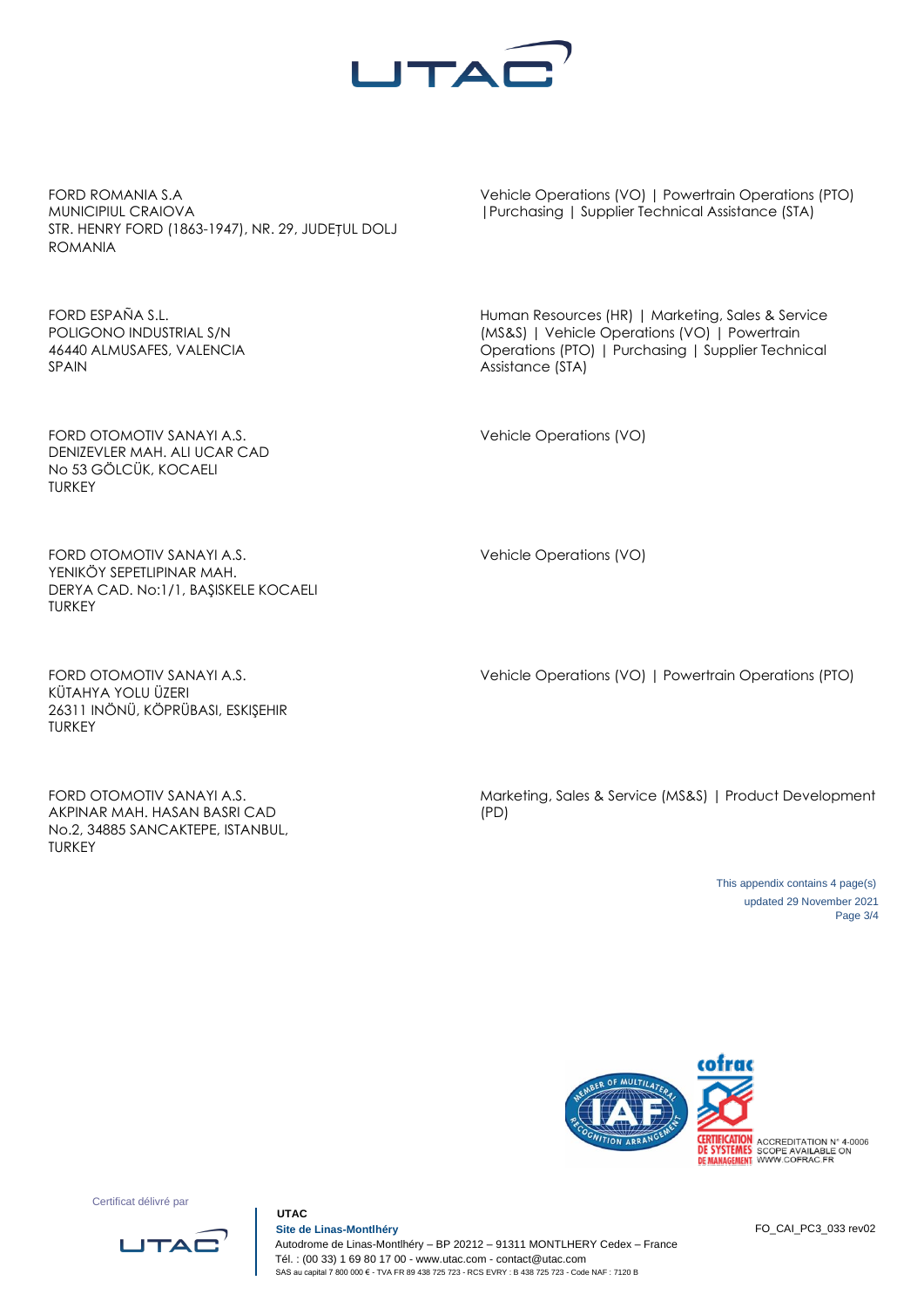| | |
|---|---|
| FORD ROMANIA S.A<br>MUNICIPIUL CRAIOVA<br>STR. HENRY FORD (1863-1947), NR. 29, JUDEȚUL DOLJ<br>ROMANIA | Vehicle Operations (VO) \| Powertrain Operations (PTO) \|Purchasing \| Supplier Technical Assistance (STA) |
| FORD ESPAÑA S.L.<br>POLIGONO INDUSTRIAL S/N<br>46440 ALMUSAFES, VALENCIA<br>SPAIN | Human Resources (HR) \| Marketing, Sales & Service (MS&S) \| Vehicle Operations (VO) \| Powertrain Operations (PTO) \| Purchasing \| Supplier Technical Assistance (STA) |
| FORD OTOMOTIV SANAYI A.S.<br>DENIZEVLER MAH. ALI UCAR CAD<br>No 53 GÖLCÜK, KOCAELI<br>TURKEY | Vehicle Operations (VO) |
| FORD OTOMOTIV SANAYI A.S.<br>YENIKÖY SEPETLIPINAR MAH.<br>DERYA CAD. No:1/1, BAŞISKELE KOCAELI<br>TURKEY | Vehicle Operations (VO) |
| FORD OTOMOTIV SANAYI A.S.<br>KÜTAHYA YOLU ÜZERI<br>26311 INÖNÜ, KÖPRÜBASI, ESKIŞEHIR<br>TURKEY | Vehicle Operations (VO) \| Powertrain Operations (PTO) |
| FORD OTOMOTIV SANAYI A.S.<br>AKPINAR MAH. HASAN BASRI CAD<br>No.2, 34885 SANCAKTEPE, ISTANBUL,<br>TURKEY | Marketing, Sales & Service (MS&S) \| Product Development (PD) |

This appendix contains 4 page(s)
updated 29 November 2021

ACCREDITATION N° 4-0006
SCOPE AVAILABLE ON
WWW.COFRAC.FR

Certificat délivré par

**UTAC**
**Site de Linas-Montlhéry**
Autodrome de Linas-Montlhéry – BP 20212 – 91311 MONTLHERY Cedex – France
Tél. : (00 33) 1 69 80 17 00 - www.utac.com - contact@utac.com
SAS au capital 7 800 000 € - TVA FR 89 438 725 723 - RCS EVRY : B 438 725 723 - Code NAF : 7120 B

FO_CAI_PC3_033 rev02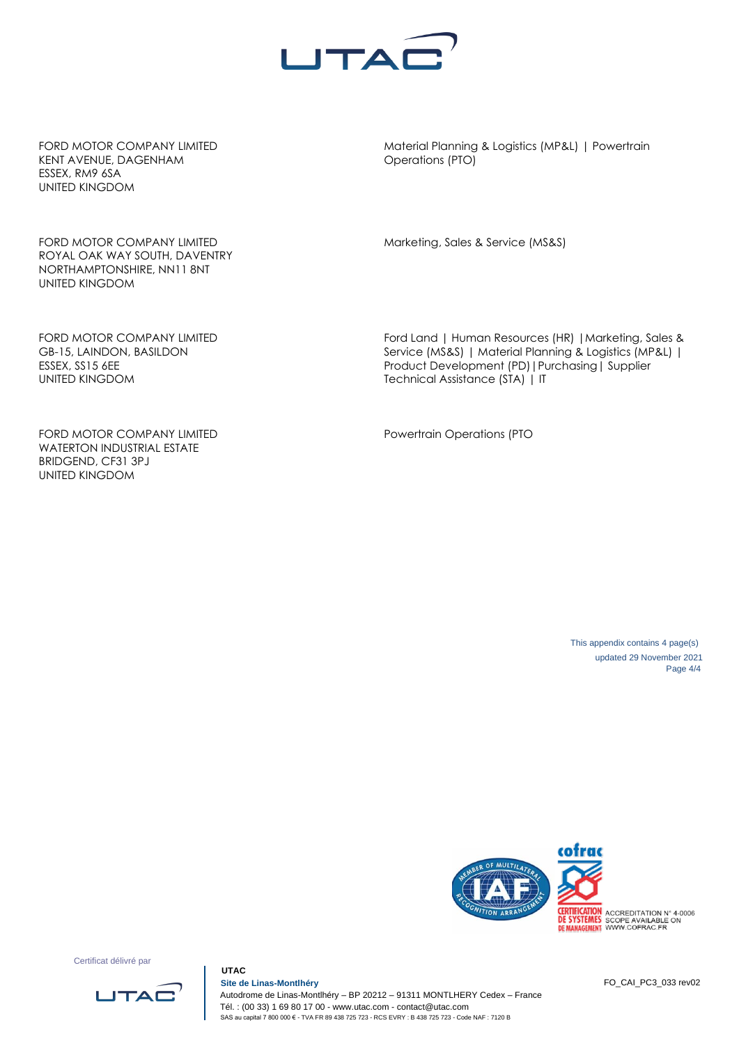| | |
|---|---|
| FORD MOTOR COMPANY LIMITED<br>KENT AVENUE, DAGENHAM<br>ESSEX, RM9 6SA<br>UNITED KINGDOM | Material Planning & Logistics (MP&L) \| Powertrain Operations (PTO) |
| FORD MOTOR COMPANY LIMITED<br>ROYAL OAK WAY SOUTH, DAVENTRY<br>NORTHAMPTONSHIRE, NN11 8NT<br>UNITED KINGDOM | Marketing, Sales & Service (MS&S) |
| FORD MOTOR COMPANY LIMITED<br>GB-15, LAINDON, BASILDON<br>ESSEX, SS15 6EE<br>UNITED KINGDOM | Ford Land \| Human Resources (HR) \|Marketing, Sales & Service (MS&S) \| Material Planning & Logistics (MP&L) \| Product Development (PD)\|Purchasing\| Supplier Technical Assistance (STA) \| IT |
| FORD MOTOR COMPANY LIMITED<br>WATERTON INDUSTRIAL ESTATE<br>BRIDGEND, CF31 3PJ<br>UNITED KINGDOM | Powertrain Operations (PTO |

This appendix contains 4 page(s)
updated 29 November 2021
Page 4/4

ACCREDITATION N° 4-0006
SCOPE AVAILABLE ON
WWW.COFRAC.FR

Certificat délivré par

**UTAC**
**Site de Linas-Montlhéry**
Autodrome de Linas-Montlhéry – BP 20212 – 91311 MONTLHERY Cedex – France
Tél. : (00 33) 1 69 80 17 00 - www.utac.com - contact@utac.com
SAS au capital 7 800 000 € - TVA FR 89 438 725 723 - RCS EVRY : B 438 725 723 - Code NAF : 7120 B

FO_CAI_PC3_033 rev02